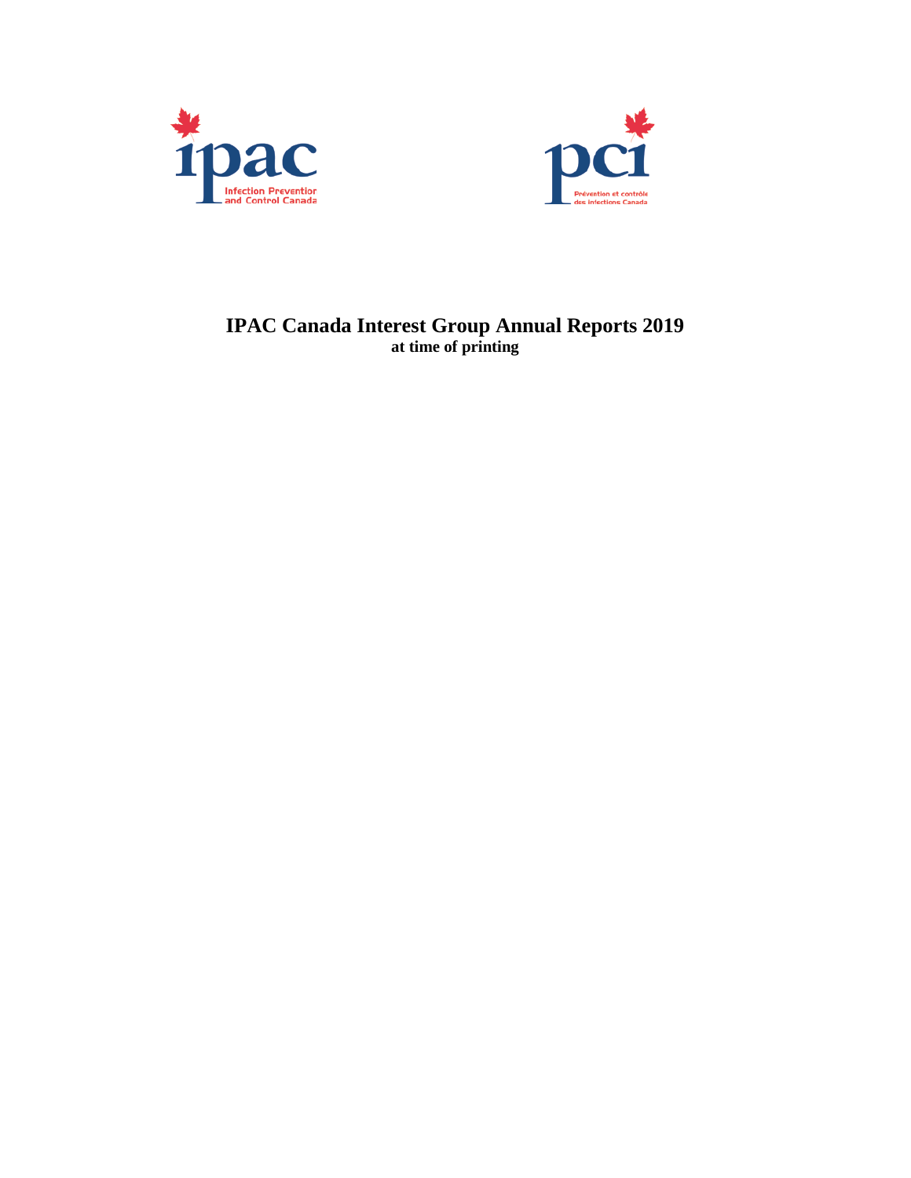# IPAC Canada Interest Group Annual Reports 2019

**at time of printing**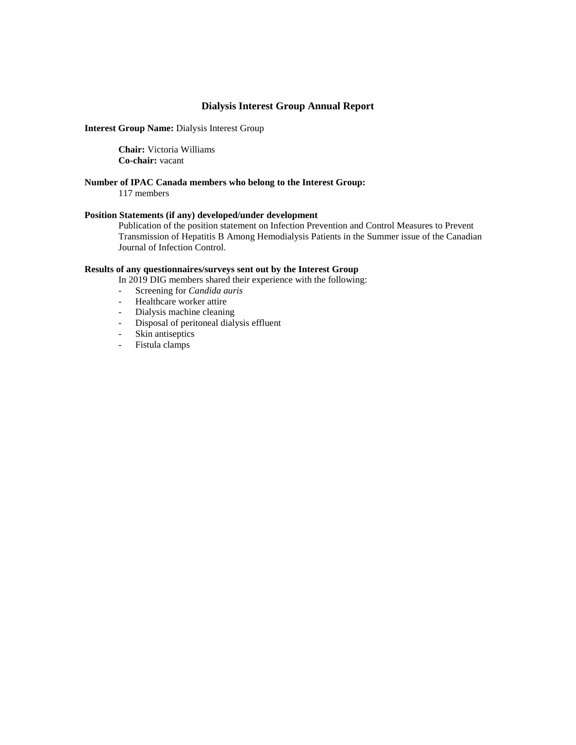# Dialysis Interest Group Annual Report

**Interest Group Name:** Dialysis Interest Group

**Chair:** Victoria Williams
**Co-chair:** vacant

**Number of IPAC Canada members who belong to the Interest Group:**

117 members

**Position Statements (if any) developed/under development**

Publication of the position statement on Infection Prevention and Control Measures to Prevent Transmission of Hepatitis B Among Hemodialysis Patients in the Summer issue of the Canadian Journal of Infection Control.

**Results of any questionnaires/surveys sent out by the Interest Group**

In 2019 DIG members shared their experience with the following:

- Screening for *Candida auris*
- Healthcare worker attire
- Dialysis machine cleaning
- Disposal of peritoneal dialysis effluent
- Skin antiseptics
- Fistula clamps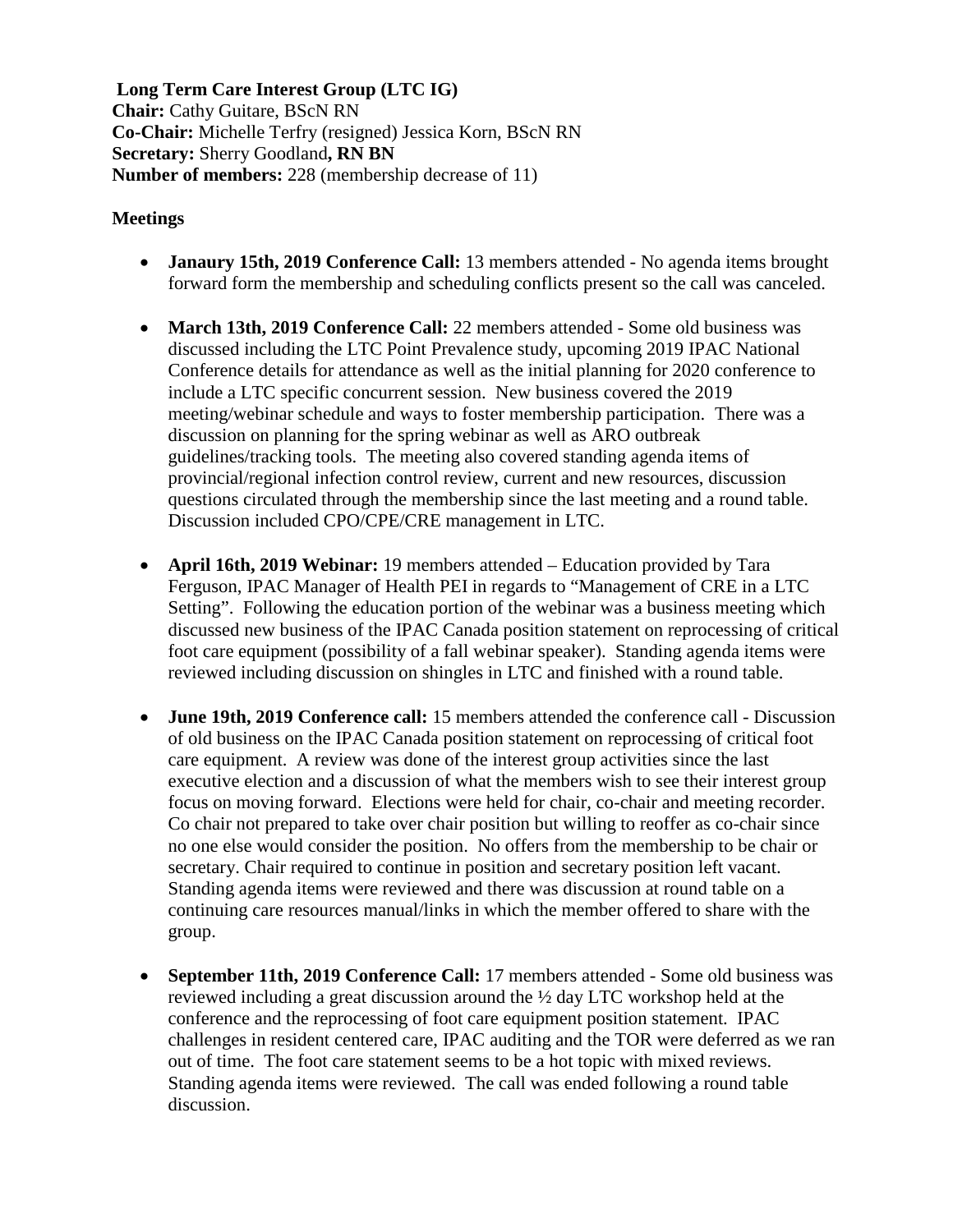**Long Term Care Interest Group (LTC IG)**
**Chair:** Cathy Guitare, BScN RN
**Co-Chair:** Michelle Terfry (resigned) Jessica Korn, BScN RN
**Secretary:** Sherry Goodland**, RN BN**
**Number of members:** 228 (membership decrease of 11)

**Meetings**

- **Janaury 15th, 2019 Conference Call:** 13 members attended - No agenda items brought forward form the membership and scheduling conflicts present so the call was canceled.

- **March 13th, 2019 Conference Call:** 22 members attended - Some old business was discussed including the LTC Point Prevalence study, upcoming 2019 IPAC National Conference details for attendance as well as the initial planning for 2020 conference to include a LTC specific concurrent session. New business covered the 2019 meeting/webinar schedule and ways to foster membership participation. There was a discussion on planning for the spring webinar as well as ARO outbreak guidelines/tracking tools. The meeting also covered standing agenda items of provincial/regional infection control review, current and new resources, discussion questions circulated through the membership since the last meeting and a round table. Discussion included CPO/CPE/CRE management in LTC.

- **April 16th, 2019 Webinar:** 19 members attended – Education provided by Tara Ferguson, IPAC Manager of Health PEI in regards to "Management of CRE in a LTC Setting". Following the education portion of the webinar was a business meeting which discussed new business of the IPAC Canada position statement on reprocessing of critical foot care equipment (possibility of a fall webinar speaker). Standing agenda items were reviewed including discussion on shingles in LTC and finished with a round table.

- **June 19th, 2019 Conference call:** 15 members attended the conference call - Discussion of old business on the IPAC Canada position statement on reprocessing of critical foot care equipment. A review was done of the interest group activities since the last executive election and a discussion of what the members wish to see their interest group focus on moving forward. Elections were held for chair, co-chair and meeting recorder. Co chair not prepared to take over chair position but willing to reoffer as co-chair since no one else would consider the position. No offers from the membership to be chair or secretary. Chair required to continue in position and secretary position left vacant. Standing agenda items were reviewed and there was discussion at round table on a continuing care resources manual/links in which the member offered to share with the group.

- **September 11th, 2019 Conference Call:** 17 members attended - Some old business was reviewed including a great discussion around the ½ day LTC workshop held at the conference and the reprocessing of foot care equipment position statement. IPAC challenges in resident centered care, IPAC auditing and the TOR were deferred as we ran out of time. The foot care statement seems to be a hot topic with mixed reviews. Standing agenda items were reviewed. The call was ended following a round table discussion.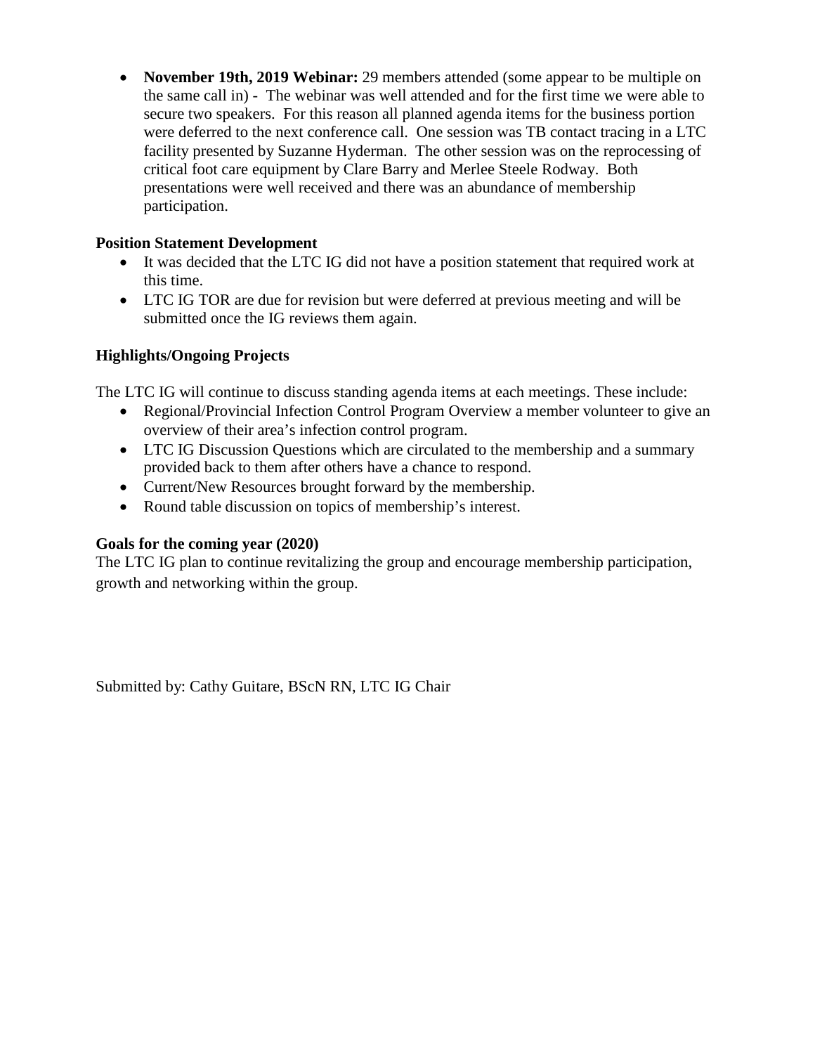- **November 19th, 2019 Webinar:** 29 members attended (some appear to be multiple on the same call in) - The webinar was well attended and for the first time we were able to secure two speakers. For this reason all planned agenda items for the business portion were deferred to the next conference call. One session was TB contact tracing in a LTC facility presented by Suzanne Hyderman. The other session was on the reprocessing of critical foot care equipment by Clare Barry and Merlee Steele Rodway. Both presentations were well received and there was an abundance of membership participation.

**Position Statement Development**

- It was decided that the LTC IG did not have a position statement that required work at this time.
- LTC IG TOR are due for revision but were deferred at previous meeting and will be submitted once the IG reviews them again.

**Highlights/Ongoing Projects**

The LTC IG will continue to discuss standing agenda items at each meetings. These include:

- Regional/Provincial Infection Control Program Overview a member volunteer to give an overview of their area's infection control program.
- LTC IG Discussion Questions which are circulated to the membership and a summary provided back to them after others have a chance to respond.
- Current/New Resources brought forward by the membership.
- Round table discussion on topics of membership's interest.

**Goals for the coming year (2020)**

The LTC IG plan to continue revitalizing the group and encourage membership participation, growth and networking within the group.

Submitted by: Cathy Guitare, BScN RN, LTC IG Chair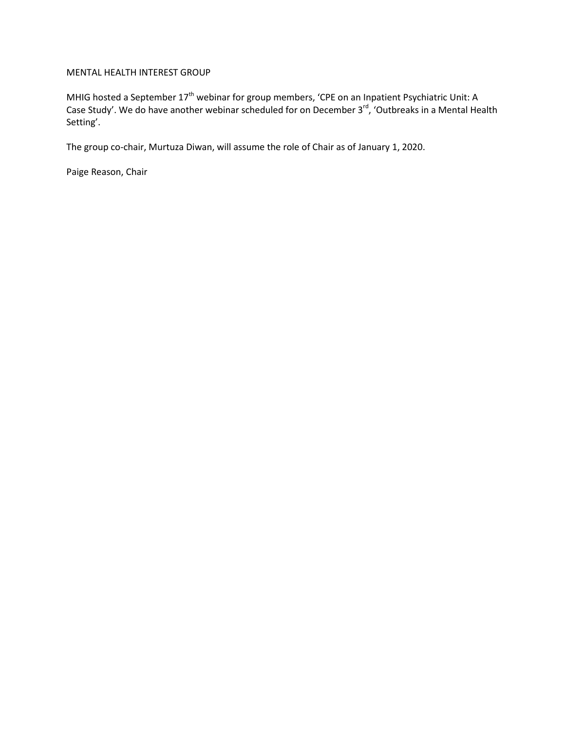MENTAL HEALTH INTEREST GROUP

MHIG hosted a September 17th webinar for group members, 'CPE on an Inpatient Psychiatric Unit: A Case Study'. We do have another webinar scheduled for on December 3rd, 'Outbreaks in a Mental Health Setting'.

The group co-chair, Murtuza Diwan, will assume the role of Chair as of January 1, 2020.

Paige Reason, Chair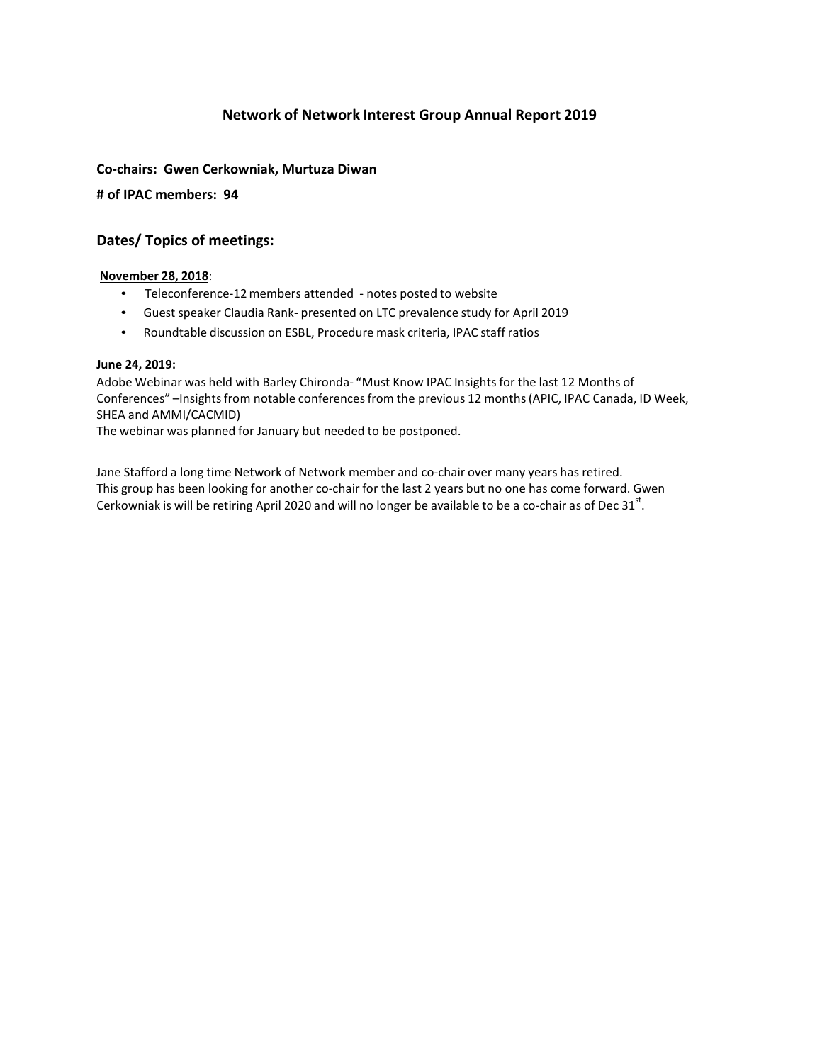# Network of Network Interest Group Annual Report 2019

**Co-chairs: Gwen Cerkowniak, Murtuza Diwan**

**# of IPAC members: 94**

## Dates/ Topics of meetings:

**November 28, 2018**:

- Teleconference-12 members attended - notes posted to website
- Guest speaker Claudia Rank- presented on LTC prevalence study for April 2019
- Roundtable discussion on ESBL, Procedure mask criteria, IPAC staff ratios

**June 24, 2019:**

Adobe Webinar was held with Barley Chironda- "Must Know IPAC Insights for the last 12 Months of Conferences" –Insights from notable conferences from the previous 12 months (APIC, IPAC Canada, ID Week, SHEA and AMMI/CACMID)

The webinar was planned for January but needed to be postponed.

Jane Stafford a long time Network of Network member and co-chair over many years has retired. This group has been looking for another co-chair for the last 2 years but no one has come forward. Gwen Cerkowniak is will be retiring April 2020 and will no longer be available to be a co-chair as of Dec 31st.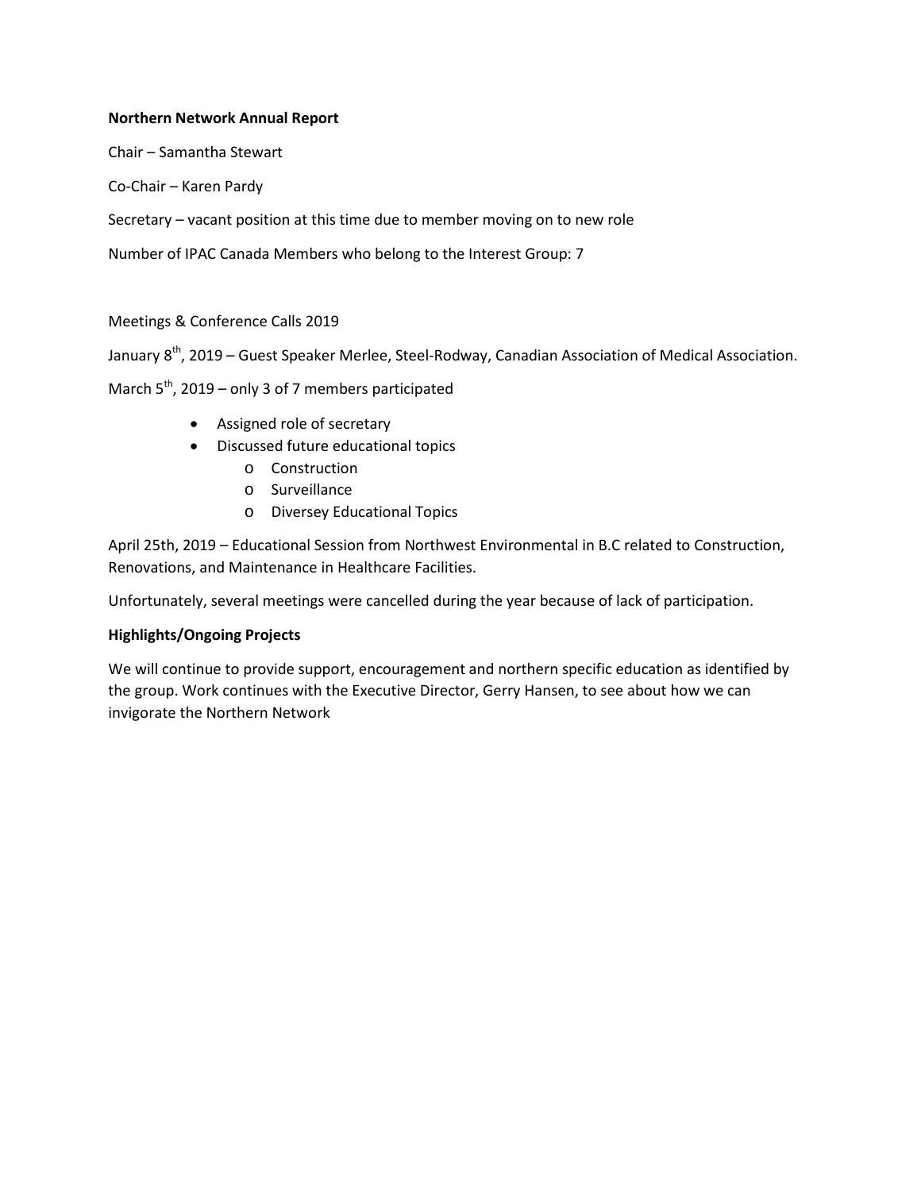**Northern Network Annual Report**

Chair – Samantha Stewart

Co-Chair – Karen Pardy

Secretary – vacant position at this time due to member moving on to new role

Number of IPAC Canada Members who belong to the Interest Group: 7

Meetings & Conference Calls 2019

January 8th, 2019 – Guest Speaker Merlee, Steel-Rodway, Canadian Association of Medical Association.

March 5th, 2019 – only 3 of 7 members participated

- Assigned role of secretary
- Discussed future educational topics
  - Construction
  - Surveillance
  - Diversey Educational Topics

April 25th, 2019 – Educational Session from Northwest Environmental in B.C related to Construction, Renovations, and Maintenance in Healthcare Facilities.

Unfortunately, several meetings were cancelled during the year because of lack of participation.

**Highlights/Ongoing Projects**

We will continue to provide support, encouragement and northern specific education as identified by the group. Work continues with the Executive Director, Gerry Hansen, to see about how we can invigorate the Northern Network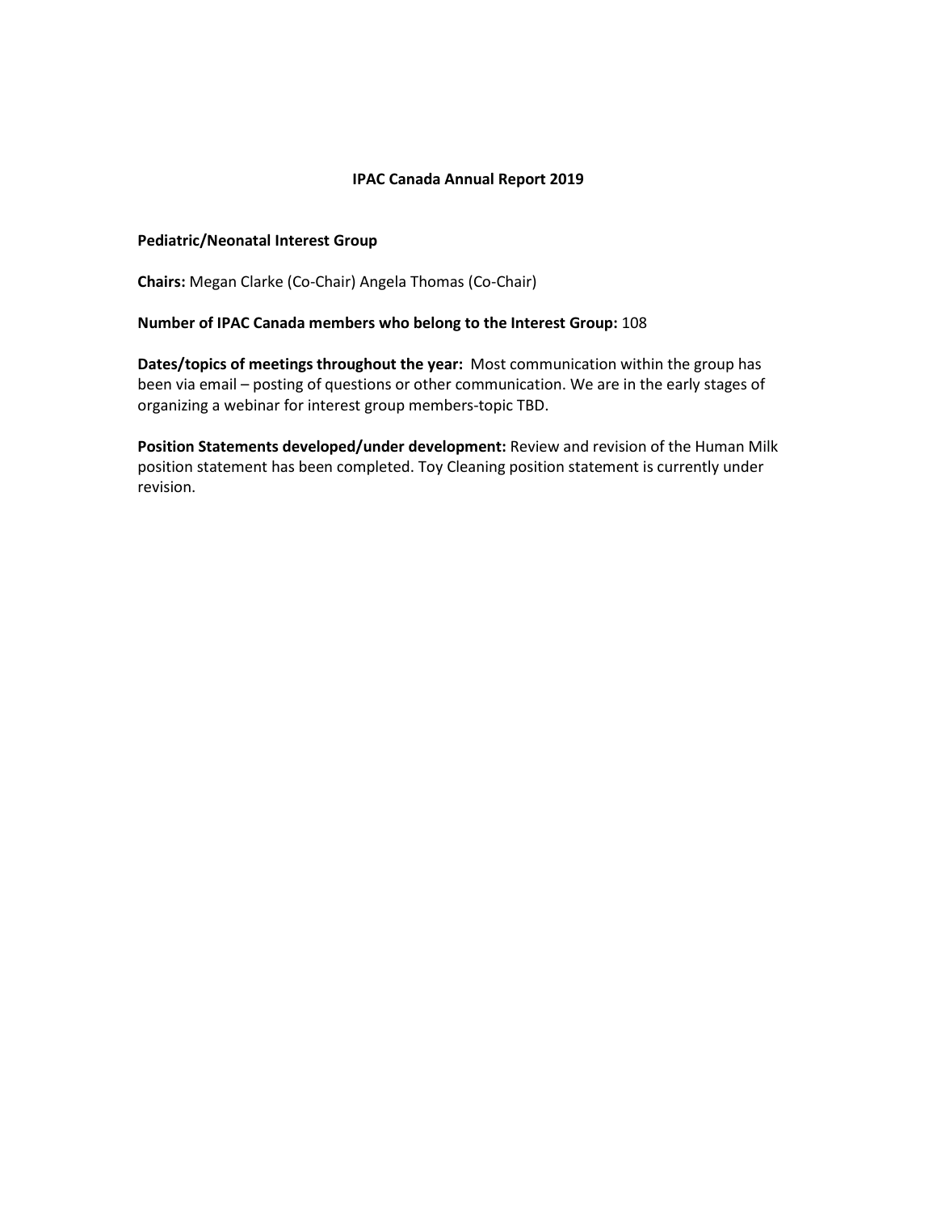**IPAC Canada Annual Report 2019**

**Pediatric/Neonatal Interest Group**

**Chairs:** Megan Clarke (Co-Chair) Angela Thomas (Co-Chair)

**Number of IPAC Canada members who belong to the Interest Group:** 108

**Dates/topics of meetings throughout the year:** Most communication within the group has been via email – posting of questions or other communication. We are in the early stages of organizing a webinar for interest group members-topic TBD.

**Position Statements developed/under development:** Review and revision of the Human Milk position statement has been completed. Toy Cleaning position statement is currently under revision.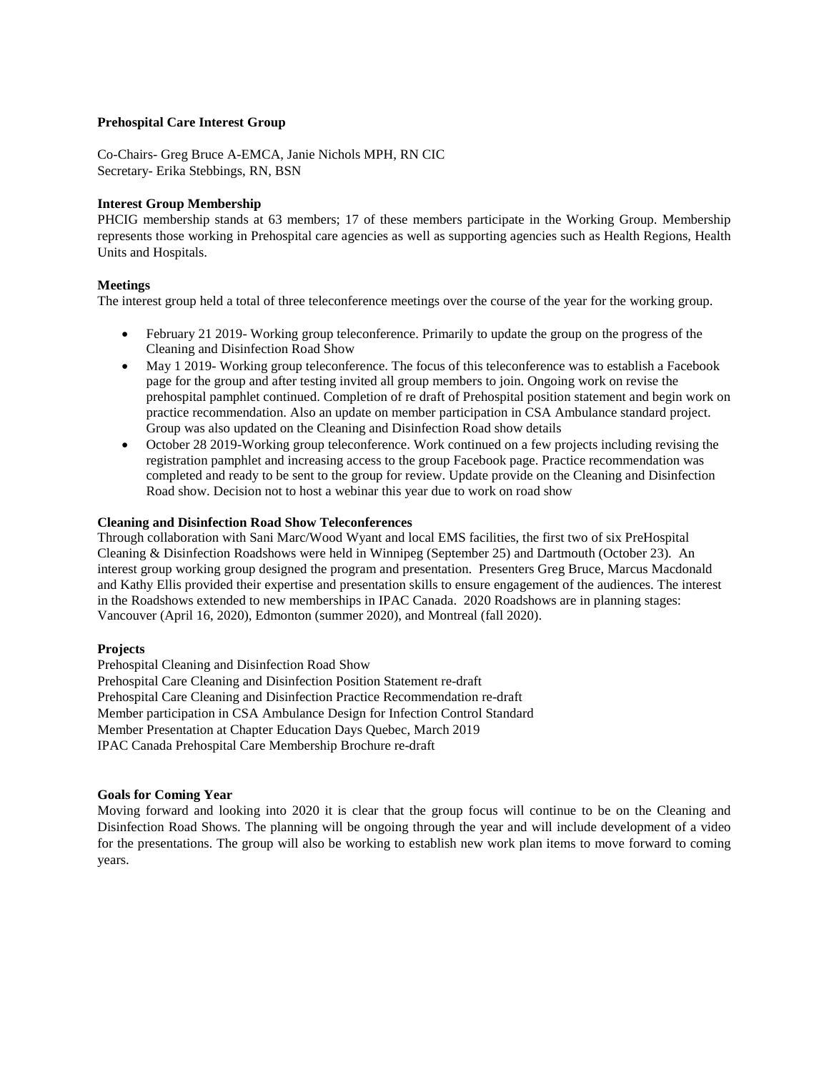**Prehospital Care Interest Group**

Co-Chairs- Greg Bruce A-EMCA, Janie Nichols MPH, RN CIC
Secretary- Erika Stebbings, RN, BSN

**Interest Group Membership**

PHCIG membership stands at 63 members; 17 of these members participate in the Working Group. Membership represents those working in Prehospital care agencies as well as supporting agencies such as Health Regions, Health Units and Hospitals.

**Meetings**

The interest group held a total of three teleconference meetings over the course of the year for the working group.

- February 21 2019- Working group teleconference. Primarily to update the group on the progress of the Cleaning and Disinfection Road Show
- May 1 2019- Working group teleconference. The focus of this teleconference was to establish a Facebook page for the group and after testing invited all group members to join. Ongoing work on revise the prehospital pamphlet continued. Completion of re draft of Prehospital position statement and begin work on practice recommendation. Also an update on member participation in CSA Ambulance standard project. Group was also updated on the Cleaning and Disinfection Road show details
- October 28 2019-Working group teleconference. Work continued on a few projects including revising the registration pamphlet and increasing access to the group Facebook page. Practice recommendation was completed and ready to be sent to the group for review. Update provide on the Cleaning and Disinfection Road show. Decision not to host a webinar this year due to work on road show

**Cleaning and Disinfection Road Show Teleconferences**

Through collaboration with Sani Marc/Wood Wyant and local EMS facilities, the first two of six PreHospital Cleaning & Disinfection Roadshows were held in Winnipeg (September 25) and Dartmouth (October 23). An interest group working group designed the program and presentation. Presenters Greg Bruce, Marcus Macdonald and Kathy Ellis provided their expertise and presentation skills to ensure engagement of the audiences. The interest in the Roadshows extended to new memberships in IPAC Canada. 2020 Roadshows are in planning stages: Vancouver (April 16, 2020), Edmonton (summer 2020), and Montreal (fall 2020).

**Projects**

Prehospital Cleaning and Disinfection Road Show
Prehospital Care Cleaning and Disinfection Position Statement re-draft
Prehospital Care Cleaning and Disinfection Practice Recommendation re-draft
Member participation in CSA Ambulance Design for Infection Control Standard
Member Presentation at Chapter Education Days Quebec, March 2019
IPAC Canada Prehospital Care Membership Brochure re-draft

**Goals for Coming Year**

Moving forward and looking into 2020 it is clear that the group focus will continue to be on the Cleaning and Disinfection Road Shows. The planning will be ongoing through the year and will include development of a video for the presentations. The group will also be working to establish new work plan items to move forward to coming years.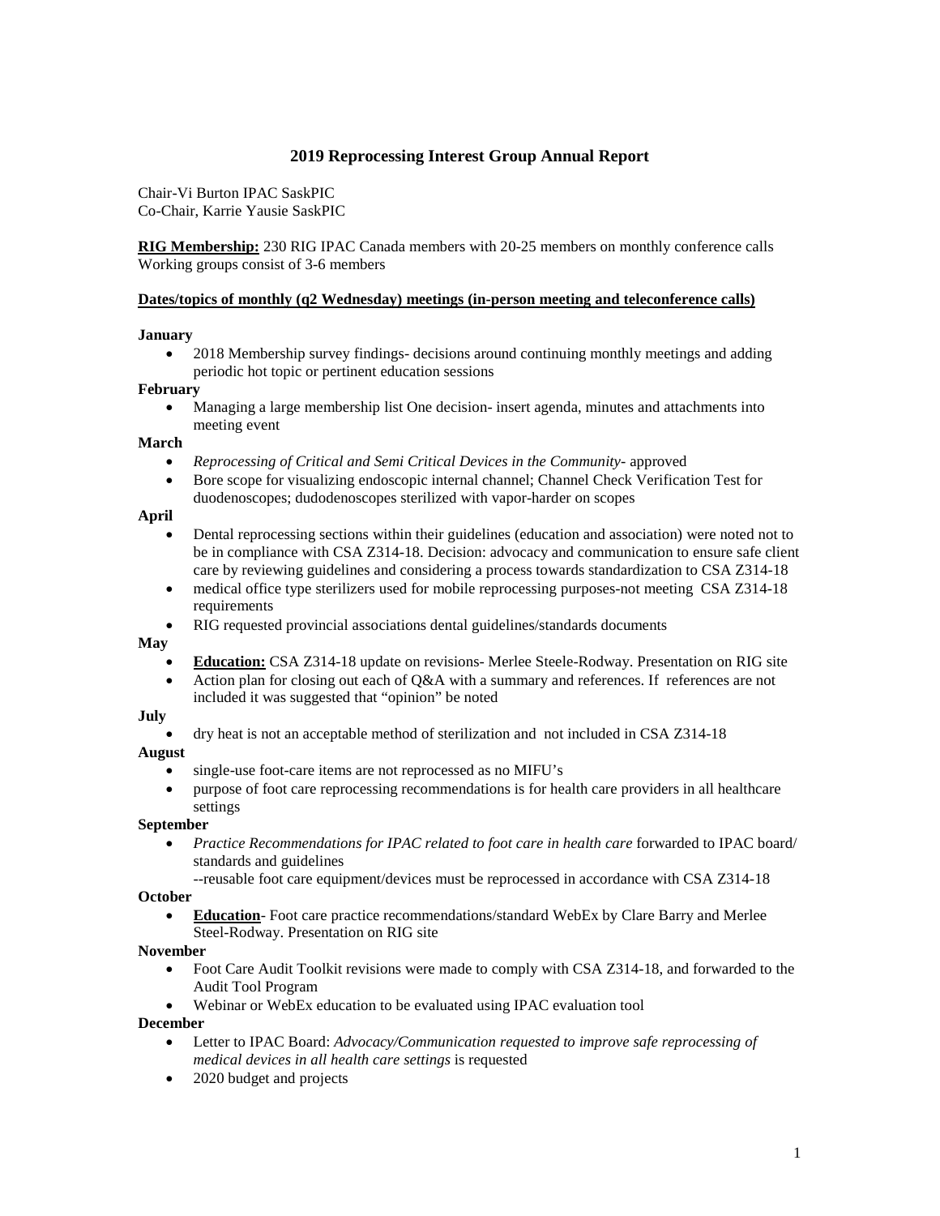# 2019 Reprocessing Interest Group Annual Report

Chair-Vi Burton IPAC SaskPIC
Co-Chair, Karrie Yausie SaskPIC

**RIG Membership:** 230 RIG IPAC Canada members with 20-25 members on monthly conference calls
Working groups consist of 3-6 members

**Dates/topics of monthly (q2 Wednesday) meetings (in-person meeting and teleconference calls)**

**January**

- 2018 Membership survey findings- decisions around continuing monthly meetings and adding periodic hot topic or pertinent education sessions

**February**

- Managing a large membership list One decision- insert agenda, minutes and attachments into meeting event

**March**

- *Reprocessing of Critical and Semi Critical Devices in the Community*- approved
- Bore scope for visualizing endoscopic internal channel; Channel Check Verification Test for duodenoscopes; dudodenoscopes sterilized with vapor-harder on scopes

**April**

- Dental reprocessing sections within their guidelines (education and association) were noted not to be in compliance with CSA Z314-18. Decision: advocacy and communication to ensure safe client care by reviewing guidelines and considering a process towards standardization to CSA Z314-18
- medical office type sterilizers used for mobile reprocessing purposes-not meeting CSA Z314-18 requirements
- RIG requested provincial associations dental guidelines/standards documents

**May**

- **Education:** CSA Z314-18 update on revisions- Merlee Steele-Rodway. Presentation on RIG site
- Action plan for closing out each of Q&A with a summary and references. If references are not included it was suggested that "opinion" be noted

**July**

- dry heat is not an acceptable method of sterilization and not included in CSA Z314-18

**August**

- single-use foot-care items are not reprocessed as no MIFU's
- purpose of foot care reprocessing recommendations is for health care providers in all healthcare settings

**September**

- *Practice Recommendations for IPAC related to foot care in health care* forwarded to IPAC board/ standards and guidelines
  --reusable foot care equipment/devices must be reprocessed in accordance with CSA Z314-18

**October**

- **Education**- Foot care practice recommendations/standard WebEx by Clare Barry and Merlee Steel-Rodway. Presentation on RIG site

**November**

- Foot Care Audit Toolkit revisions were made to comply with CSA Z314-18, and forwarded to the Audit Tool Program
- Webinar or WebEx education to be evaluated using IPAC evaluation tool

**December**

- Letter to IPAC Board: *Advocacy/Communication requested to improve safe reprocessing of medical devices in all health care settings* is requested
- 2020 budget and projects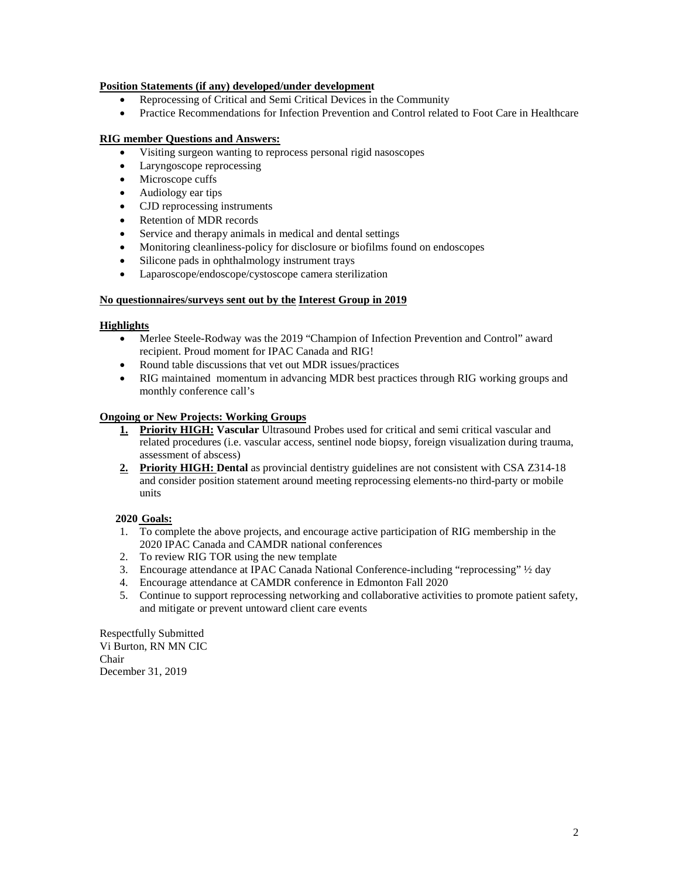**Position Statements (if any) developed/under development**

- Reprocessing of Critical and Semi Critical Devices in the Community
- Practice Recommendations for Infection Prevention and Control related to Foot Care in Healthcare

**RIG member Questions and Answers:**

- Visiting surgeon wanting to reprocess personal rigid nasoscopes
- Laryngoscope reprocessing
- Microscope cuffs
- Audiology ear tips
- CJD reprocessing instruments
- Retention of MDR records
- Service and therapy animals in medical and dental settings
- Monitoring cleanliness-policy for disclosure or biofilms found on endoscopes
- Silicone pads in ophthalmology instrument trays
- Laparoscope/endoscope/cystoscope camera sterilization

**No questionnaires/surveys sent out by the Interest Group in 2019**

**Highlights**

- Merlee Steele-Rodway was the 2019 "Champion of Infection Prevention and Control" award recipient. Proud moment for IPAC Canada and RIG!
- Round table discussions that vet out MDR issues/practices
- RIG maintained momentum in advancing MDR best practices through RIG working groups and monthly conference call's

**Ongoing or New Projects: Working Groups**

1. **Priority HIGH: Vascular** Ultrasound Probes used for critical and semi critical vascular and related procedures (i.e. vascular access, sentinel node biopsy, foreign visualization during trauma, assessment of abscess)
2. **Priority HIGH: Dental** as provincial dentistry guidelines are not consistent with CSA Z314-18 and consider position statement around meeting reprocessing elements-no third-party or mobile units

**2020 Goals:**

1. To complete the above projects, and encourage active participation of RIG membership in the 2020 IPAC Canada and CAMDR national conferences
2. To review RIG TOR using the new template
3. Encourage attendance at IPAC Canada National Conference-including "reprocessing" ½ day
4. Encourage attendance at CAMDR conference in Edmonton Fall 2020
5. Continue to support reprocessing networking and collaborative activities to promote patient safety, and mitigate or prevent untoward client care events

Respectfully Submitted
Vi Burton, RN MN CIC
Chair
December 31, 2019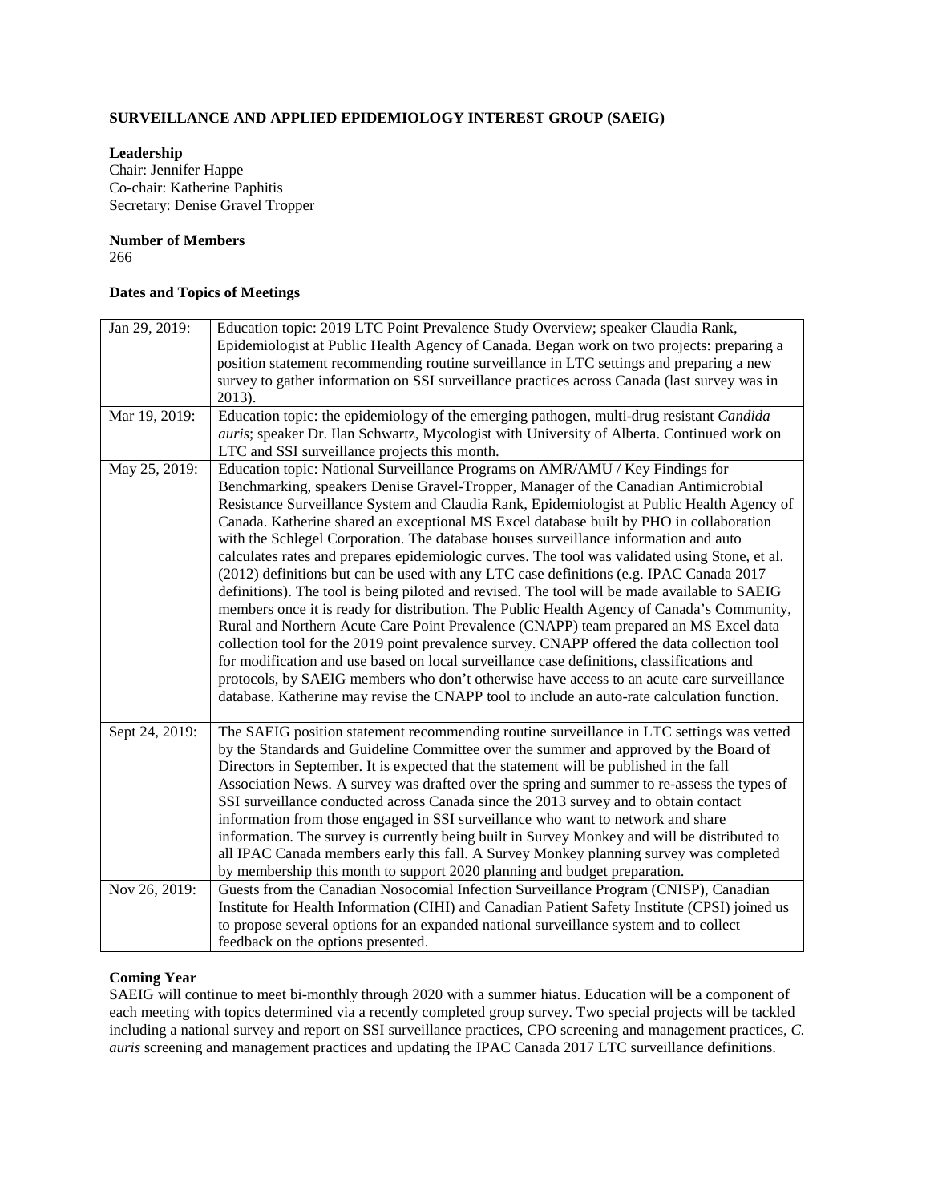**SURVEILLANCE AND APPLIED EPIDEMIOLOGY INTEREST GROUP (SAEIG)**

**Leadership**
Chair: Jennifer Happe
Co-chair: Katherine Paphitis
Secretary: Denise Gravel Tropper

**Number of Members**
266

**Dates and Topics of Meetings**

| | |
|---|---|
| Jan 29, 2019: | Education topic: 2019 LTC Point Prevalence Study Overview; speaker Claudia Rank, Epidemiologist at Public Health Agency of Canada. Began work on two projects: preparing a position statement recommending routine surveillance in LTC settings and preparing a new survey to gather information on SSI surveillance practices across Canada (last survey was in 2013). |
| Mar 19, 2019: | Education topic: the epidemiology of the emerging pathogen, multi-drug resistant *Candida auris*; speaker Dr. Ilan Schwartz, Mycologist with University of Alberta. Continued work on LTC and SSI surveillance projects this month. |
| May 25, 2019: | Education topic: National Surveillance Programs on AMR/AMU / Key Findings for Benchmarking, speakers Denise Gravel-Tropper, Manager of the Canadian Antimicrobial Resistance Surveillance System and Claudia Rank, Epidemiologist at Public Health Agency of Canada. Katherine shared an exceptional MS Excel database built by PHO in collaboration with the Schlegel Corporation. The database houses surveillance information and auto calculates rates and prepares epidemiologic curves. The tool was validated using Stone, et al. (2012) definitions but can be used with any LTC case definitions (e.g. IPAC Canada 2017 definitions). The tool is being piloted and revised. The tool will be made available to SAEIG members once it is ready for distribution. The Public Health Agency of Canada's Community, Rural and Northern Acute Care Point Prevalence (CNAPP) team prepared an MS Excel data collection tool for the 2019 point prevalence survey. CNAPP offered the data collection tool for modification and use based on local surveillance case definitions, classifications and protocols, by SAEIG members who don't otherwise have access to an acute care surveillance database. Katherine may revise the CNAPP tool to include an auto-rate calculation function. |
| Sept 24, 2019: | The SAEIG position statement recommending routine surveillance in LTC settings was vetted by the Standards and Guideline Committee over the summer and approved by the Board of Directors in September. It is expected that the statement will be published in the fall Association News. A survey was drafted over the spring and summer to re-assess the types of SSI surveillance conducted across Canada since the 2013 survey and to obtain contact information from those engaged in SSI surveillance who want to network and share information. The survey is currently being built in Survey Monkey and will be distributed to all IPAC Canada members early this fall. A Survey Monkey planning survey was completed by membership this month to support 2020 planning and budget preparation. |
| Nov 26, 2019: | Guests from the Canadian Nosocomial Infection Surveillance Program (CNISP), Canadian Institute for Health Information (CIHI) and Canadian Patient Safety Institute (CPSI) joined us to propose several options for an expanded national surveillance system and to collect feedback on the options presented. |

**Coming Year**
SAEIG will continue to meet bi-monthly through 2020 with a summer hiatus. Education will be a component of each meeting with topics determined via a recently completed group survey. Two special projects will be tackled including a national survey and report on SSI surveillance practices, CPO screening and management practices, *C. auris* screening and management practices and updating the IPAC Canada 2017 LTC surveillance definitions.